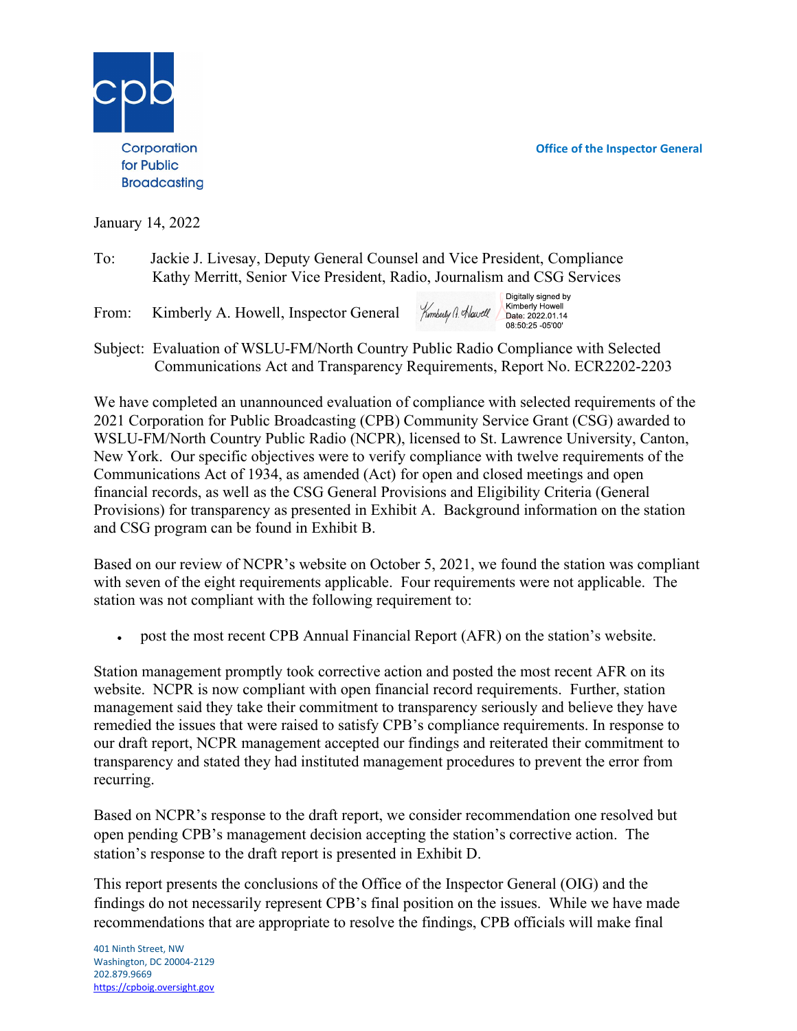Corporation for Public Broadcasting

Office of the Inspector General

January 14, 2022

To: Jackie J. Livesay, Deputy General Counsel and Vice President, Compliance
Kathy Merritt, Senior Vice President, Radio, Journalism and CSG Services

From: Kimberly A. Howell, Inspector General

Digitally signed by Kimberly Howell
Date: 2022.01.14 08:50:25 -05'00'

Subject: Evaluation of WSLU-FM/North Country Public Radio Compliance with Selected Communications Act and Transparency Requirements, Report No. ECR2202-2203

We have completed an unannounced evaluation of compliance with selected requirements of the 2021 Corporation for Public Broadcasting (CPB) Community Service Grant (CSG) awarded to WSLU-FM/North Country Public Radio (NCPR), licensed to St. Lawrence University, Canton, New York. Our specific objectives were to verify compliance with twelve requirements of the Communications Act of 1934, as amended (Act) for open and closed meetings and open financial records, as well as the CSG General Provisions and Eligibility Criteria (General Provisions) for transparency as presented in Exhibit A. Background information on the station and CSG program can be found in Exhibit B.

Based on our review of NCPR's website on October 5, 2021, we found the station was compliant with seven of the eight requirements applicable. Four requirements were not applicable. The station was not compliant with the following requirement to:

- post the most recent CPB Annual Financial Report (AFR) on the station's website.

Station management promptly took corrective action and posted the most recent AFR on its website. NCPR is now compliant with open financial record requirements. Further, station management said they take their commitment to transparency seriously and believe they have remedied the issues that were raised to satisfy CPB's compliance requirements. In response to our draft report, NCPR management accepted our findings and reiterated their commitment to transparency and stated they had instituted management procedures to prevent the error from recurring.

Based on NCPR's response to the draft report, we consider recommendation one resolved but open pending CPB's management decision accepting the station's corrective action. The station's response to the draft report is presented in Exhibit D.

This report presents the conclusions of the Office of the Inspector General (OIG) and the findings do not necessarily represent CPB's final position on the issues. While we have made recommendations that are appropriate to resolve the findings, CPB officials will make final

401 Ninth Street, NW
Washington, DC 20004-2129
202.879.9669
https://cpboig.oversight.gov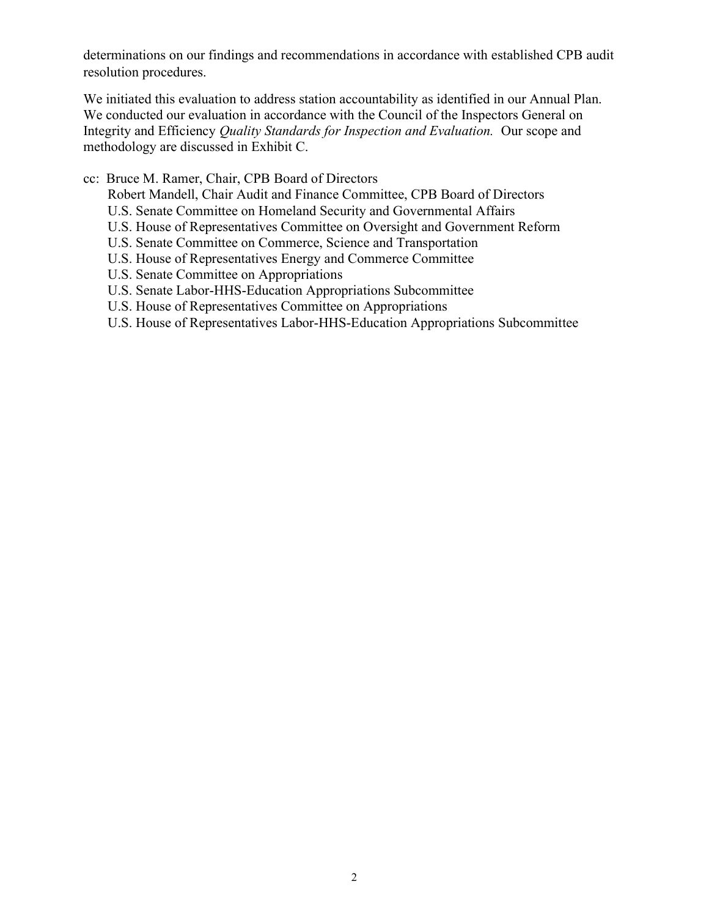determinations on our findings and recommendations in accordance with established CPB audit resolution procedures.

We initiated this evaluation to address station accountability as identified in our Annual Plan. We conducted our evaluation in accordance with the Council of the Inspectors General on Integrity and Efficiency *Quality Standards for Inspection and Evaluation.* Our scope and methodology are discussed in Exhibit C.

cc: Bruce M. Ramer, Chair, CPB Board of Directors
Robert Mandell, Chair Audit and Finance Committee, CPB Board of Directors
U.S. Senate Committee on Homeland Security and Governmental Affairs
U.S. House of Representatives Committee on Oversight and Government Reform
U.S. Senate Committee on Commerce, Science and Transportation
U.S. House of Representatives Energy and Commerce Committee
U.S. Senate Committee on Appropriations
U.S. Senate Labor-HHS-Education Appropriations Subcommittee
U.S. House of Representatives Committee on Appropriations
U.S. House of Representatives Labor-HHS-Education Appropriations Subcommittee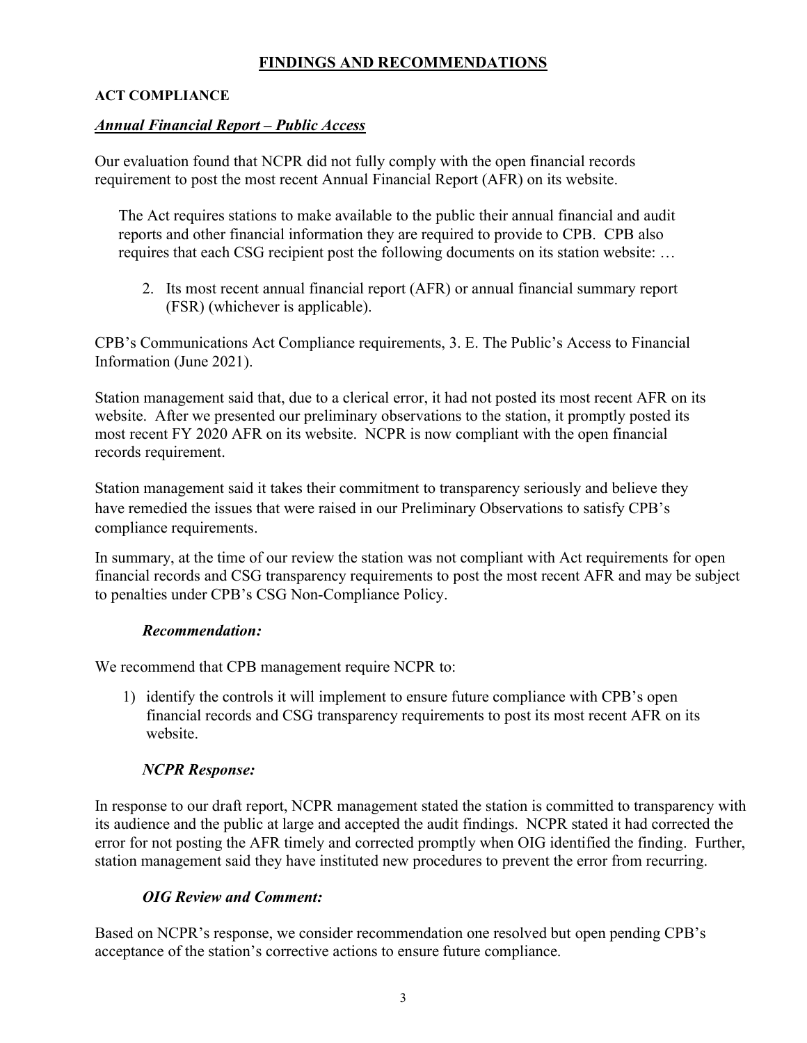## FINDINGS AND RECOMMENDATIONS

### ACT COMPLIANCE

#### ***Annual Financial Report – Public Access***

Our evaluation found that NCPR did not fully comply with the open financial records requirement to post the most recent Annual Financial Report (AFR) on its website.

> The Act requires stations to make available to the public their annual financial and audit reports and other financial information they are required to provide to CPB. CPB also requires that each CSG recipient post the following documents on its station website: …
>
> 2. Its most recent annual financial report (AFR) or annual financial summary report (FSR) (whichever is applicable).

CPB's Communications Act Compliance requirements, 3. E. The Public's Access to Financial Information (June 2021).

Station management said that, due to a clerical error, it had not posted its most recent AFR on its website. After we presented our preliminary observations to the station, it promptly posted its most recent FY 2020 AFR on its website. NCPR is now compliant with the open financial records requirement.

Station management said it takes their commitment to transparency seriously and believe they have remedied the issues that were raised in our Preliminary Observations to satisfy CPB's compliance requirements.

In summary, at the time of our review the station was not compliant with Act requirements for open financial records and CSG transparency requirements to post the most recent AFR and may be subject to penalties under CPB's CSG Non-Compliance Policy.

***Recommendation:***

We recommend that CPB management require NCPR to:

1) identify the controls it will implement to ensure future compliance with CPB's open financial records and CSG transparency requirements to post its most recent AFR on its website.

***NCPR Response:***

In response to our draft report, NCPR management stated the station is committed to transparency with its audience and the public at large and accepted the audit findings. NCPR stated it had corrected the error for not posting the AFR timely and corrected promptly when OIG identified the finding. Further, station management said they have instituted new procedures to prevent the error from recurring.

***OIG Review and Comment:***

Based on NCPR's response, we consider recommendation one resolved but open pending CPB's acceptance of the station's corrective actions to ensure future compliance.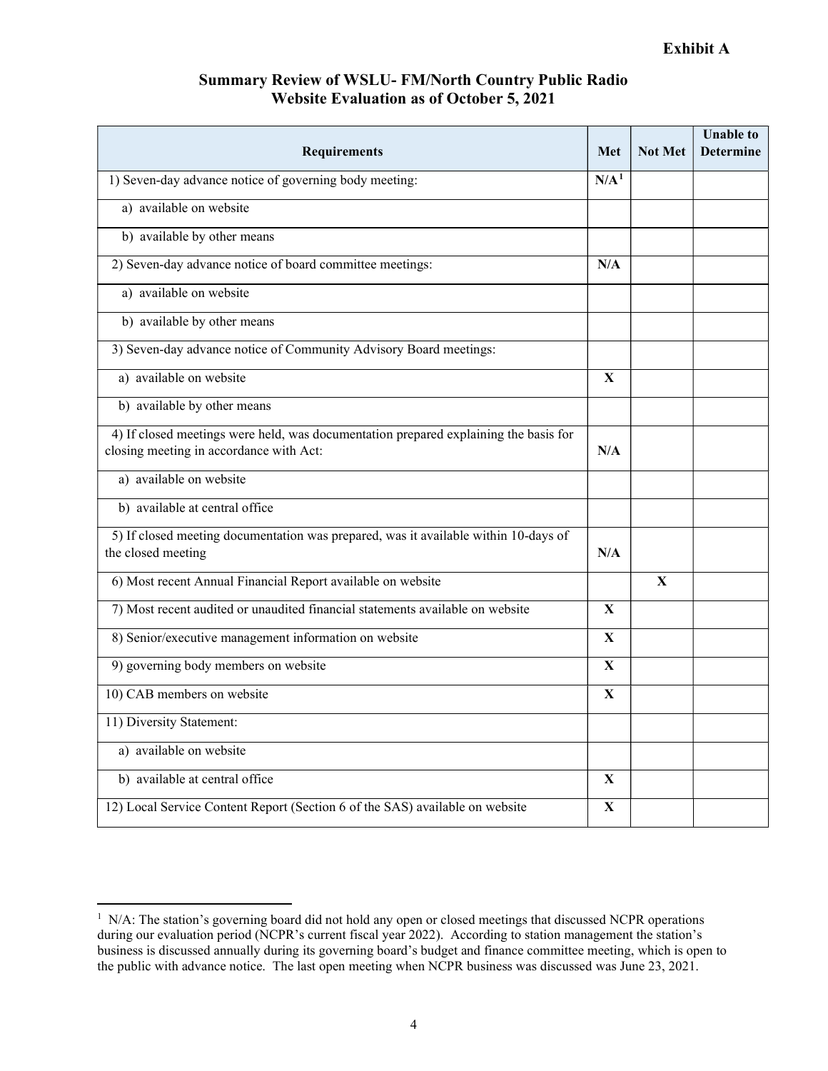**Exhibit A**

## Summary Review of WSLU- FM/North Country Public Radio Website Evaluation as of October 5, 2021

| Requirements | Met | Not Met | Unable to Determine |
|---|---|---|---|
| 1) Seven-day advance notice of governing body meeting: | **N/A**[1] | | |
| a) available on website | | | |
| b) available by other means | | | |
| 2) Seven-day advance notice of board committee meetings: | **N/A** | | |
| a) available on website | | | |
| b) available by other means | | | |
| 3) Seven-day advance notice of Community Advisory Board meetings: | | | |
| a) available on website | **X** | | |
| b) available by other means | | | |
| 4) If closed meetings were held, was documentation prepared explaining the basis for closing meeting in accordance with Act: | **N/A** | | |
| a) available on website | | | |
| b) available at central office | | | |
| 5) If closed meeting documentation was prepared, was it available within 10-days of the closed meeting | **N/A** | | |
| 6) Most recent Annual Financial Report available on website | | **X** | |
| 7) Most recent audited or unaudited financial statements available on website | **X** | | |
| 8) Senior/executive management information on website | **X** | | |
| 9) governing body members on website | **X** | | |
| 10) CAB members on website | **X** | | |
| 11) Diversity Statement: | | | |
| a) available on website | | | |
| b) available at central office | **X** | | |
| 12) Local Service Content Report (Section 6 of the SAS) available on website | **X** | | |

[1] N/A: The station's governing board did not hold any open or closed meetings that discussed NCPR operations during our evaluation period (NCPR's current fiscal year 2022). According to station management the station's business is discussed annually during its governing board's budget and finance committee meeting, which is open to the public with advance notice. The last open meeting when NCPR business was discussed was June 23, 2021.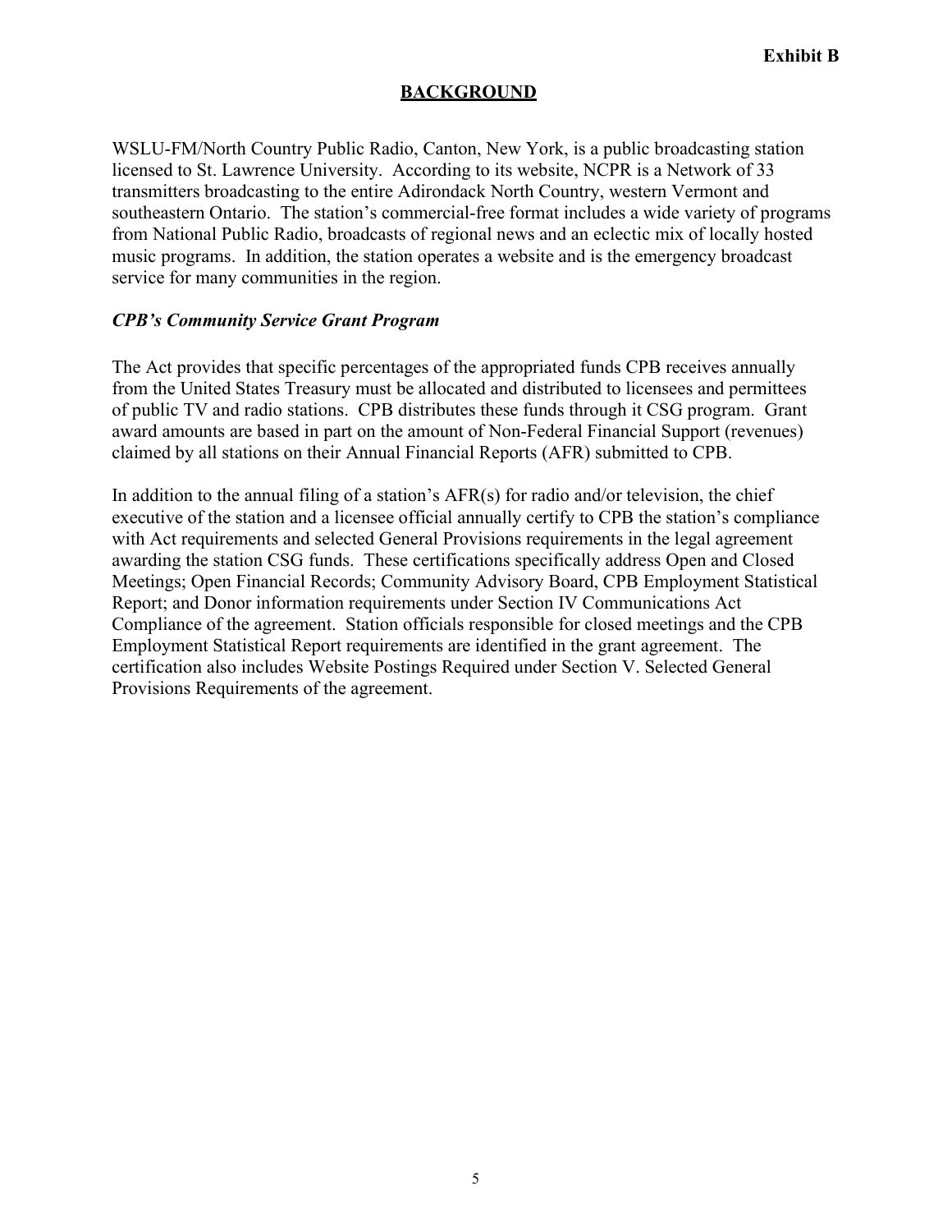**Exhibit B**

## BACKGROUND

WSLU-FM/North Country Public Radio, Canton, New York, is a public broadcasting station licensed to St. Lawrence University. According to its website, NCPR is a Network of 33 transmitters broadcasting to the entire Adirondack North Country, western Vermont and southeastern Ontario. The station's commercial-free format includes a wide variety of programs from National Public Radio, broadcasts of regional news and an eclectic mix of locally hosted music programs. In addition, the station operates a website and is the emergency broadcast service for many communities in the region.

### *CPB's Community Service Grant Program*

The Act provides that specific percentages of the appropriated funds CPB receives annually from the United States Treasury must be allocated and distributed to licensees and permittees of public TV and radio stations. CPB distributes these funds through it CSG program. Grant award amounts are based in part on the amount of Non-Federal Financial Support (revenues) claimed by all stations on their Annual Financial Reports (AFR) submitted to CPB.

In addition to the annual filing of a station's AFR(s) for radio and/or television, the chief executive of the station and a licensee official annually certify to CPB the station's compliance with Act requirements and selected General Provisions requirements in the legal agreement awarding the station CSG funds. These certifications specifically address Open and Closed Meetings; Open Financial Records; Community Advisory Board, CPB Employment Statistical Report; and Donor information requirements under Section IV Communications Act Compliance of the agreement. Station officials responsible for closed meetings and the CPB Employment Statistical Report requirements are identified in the grant agreement. The certification also includes Website Postings Required under Section V. Selected General Provisions Requirements of the agreement.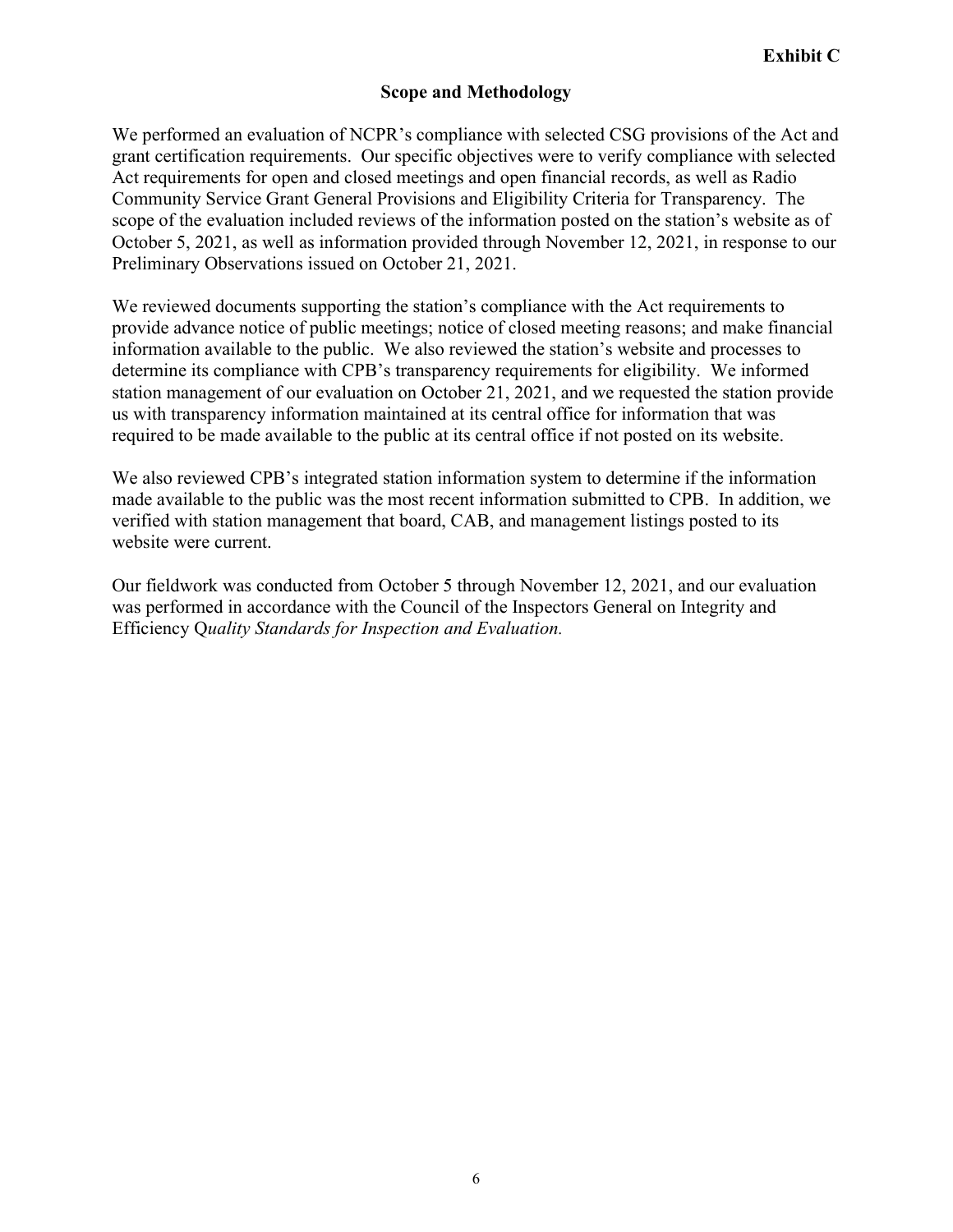**Exhibit C**

## Scope and Methodology

We performed an evaluation of NCPR's compliance with selected CSG provisions of the Act and grant certification requirements. Our specific objectives were to verify compliance with selected Act requirements for open and closed meetings and open financial records, as well as Radio Community Service Grant General Provisions and Eligibility Criteria for Transparency. The scope of the evaluation included reviews of the information posted on the station's website as of October 5, 2021, as well as information provided through November 12, 2021, in response to our Preliminary Observations issued on October 21, 2021.

We reviewed documents supporting the station's compliance with the Act requirements to provide advance notice of public meetings; notice of closed meeting reasons; and make financial information available to the public. We also reviewed the station's website and processes to determine its compliance with CPB's transparency requirements for eligibility. We informed station management of our evaluation on October 21, 2021, and we requested the station provide us with transparency information maintained at its central office for information that was required to be made available to the public at its central office if not posted on its website.

We also reviewed CPB's integrated station information system to determine if the information made available to the public was the most recent information submitted to CPB. In addition, we verified with station management that board, CAB, and management listings posted to its website were current.

Our fieldwork was conducted from October 5 through November 12, 2021, and our evaluation was performed in accordance with the Council of the Inspectors General on Integrity and Efficiency Q*uality Standards for Inspection and Evaluation.*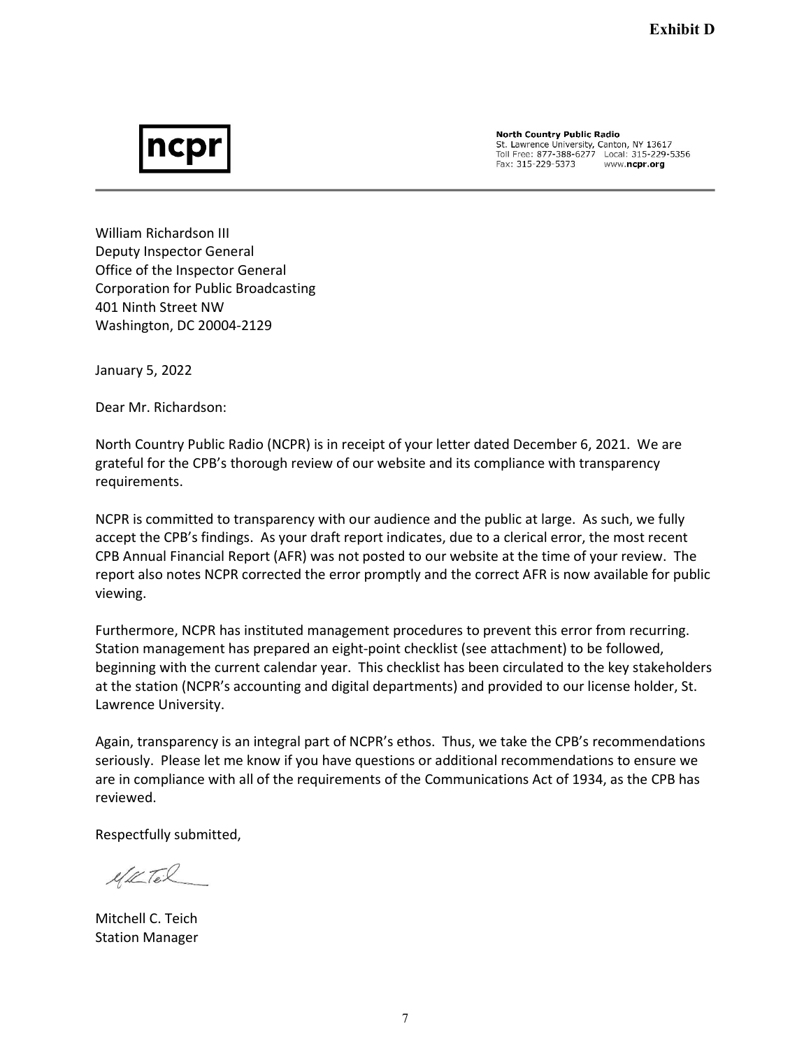**Exhibit D**

ncpr

**North Country Public Radio**
St. Lawrence University, Canton, NY 13617
Toll Free: 877-388-6277 Local: 315-229-5356
Fax: 315-229-5373 www.ncpr.org

---

William Richardson III
Deputy Inspector General
Office of the Inspector General
Corporation for Public Broadcasting
401 Ninth Street NW
Washington, DC 20004-2129

January 5, 2022

Dear Mr. Richardson:

North Country Public Radio (NCPR) is in receipt of your letter dated December 6, 2021. We are grateful for the CPB's thorough review of our website and its compliance with transparency requirements.

NCPR is committed to transparency with our audience and the public at large. As such, we fully accept the CPB's findings. As your draft report indicates, due to a clerical error, the most recent CPB Annual Financial Report (AFR) was not posted to our website at the time of your review. The report also notes NCPR corrected the error promptly and the correct AFR is now available for public viewing.

Furthermore, NCPR has instituted management procedures to prevent this error from recurring. Station management has prepared an eight-point checklist (see attachment) to be followed, beginning with the current calendar year. This checklist has been circulated to the key stakeholders at the station (NCPR's accounting and digital departments) and provided to our license holder, St. Lawrence University.

Again, transparency is an integral part of NCPR's ethos. Thus, we take the CPB's recommendations seriously. Please let me know if you have questions or additional recommendations to ensure we are in compliance with all of the requirements of the Communications Act of 1934, as the CPB has reviewed.

Respectfully submitted,

Mitchell C. Teich
Station Manager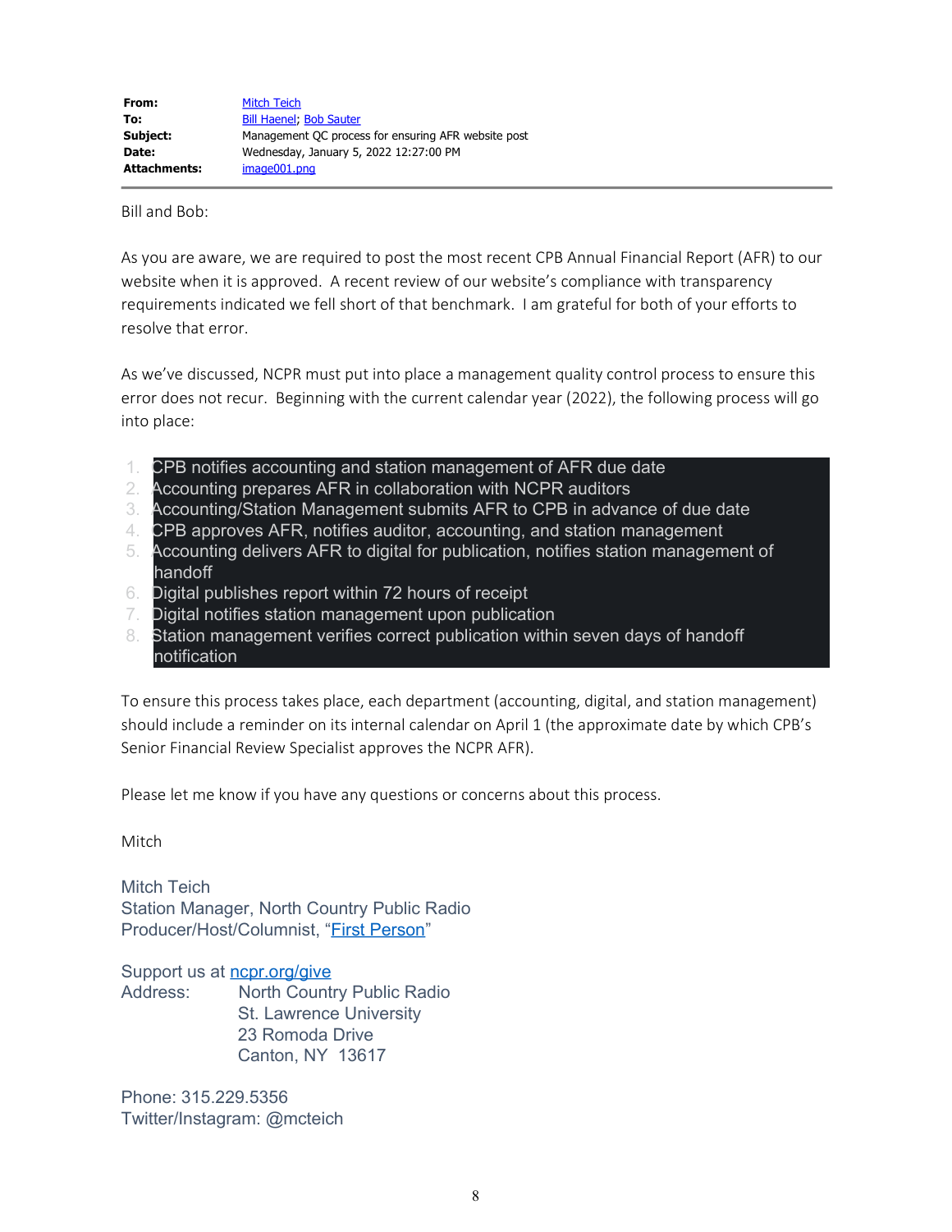| | |
|---|---|
| **From:** | Mitch Teich |
| **To:** | Bill Haenel; Bob Sauter |
| **Subject:** | Management QC process for ensuring AFR website post |
| **Date:** | Wednesday, January 5, 2022 12:27:00 PM |
| **Attachments:** | image001.png |

Bill and Bob:

As you are aware, we are required to post the most recent CPB Annual Financial Report (AFR) to our website when it is approved. A recent review of our website's compliance with transparency requirements indicated we fell short of that benchmark. I am grateful for both of your efforts to resolve that error.

As we've discussed, NCPR must put into place a management quality control process to ensure this error does not recur. Beginning with the current calendar year (2022), the following process will go into place:

1. CPB notifies accounting and station management of AFR due date
2. Accounting prepares AFR in collaboration with NCPR auditors
3. Accounting/Station Management submits AFR to CPB in advance of due date
4. CPB approves AFR, notifies auditor, accounting, and station management
5. Accounting delivers AFR to digital for publication, notifies station management of handoff
6. Digital publishes report within 72 hours of receipt
7. Digital notifies station management upon publication
8. Station management verifies correct publication within seven days of handoff notification

To ensure this process takes place, each department (accounting, digital, and station management) should include a reminder on its internal calendar on April 1 (the approximate date by which CPB's Senior Financial Review Specialist approves the NCPR AFR).

Please let me know if you have any questions or concerns about this process.

Mitch

Mitch Teich
Station Manager, North Country Public Radio
Producer/Host/Columnist, "First Person"

Support us at ncpr.org/give
Address: North Country Public Radio
St. Lawrence University
23 Romoda Drive
Canton, NY 13617

Phone: 315.229.5356
Twitter/Instagram: @mcteich